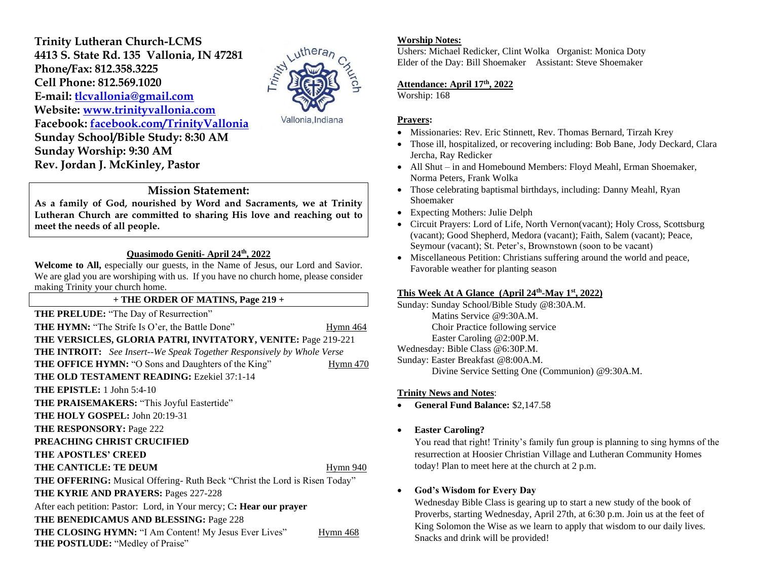**Trinity Lutheran Church-LCMS**
**4413 S. State Rd. 135 Vallonia, IN 47281**
**Phone/Fax: 812.358.3225**
**Cell Phone: 812.569.1020**
**E-mail: tlcvallonia@gmail.com**
**Website: www.trinityvallonia.com**
**Facebook: facebook.com/TrinityVallonia**
**Sunday School/Bible Study: 8:30 AM**
**Sunday Worship: 9:30 AM**
**Rev. Jordan J. McKinley, Pastor**

Trinity Lutheran Church
Vallonia, Indiana

## Mission Statement:

**As a family of God, nourished by Word and Sacraments, we at Trinity Lutheran Church are committed to sharing His love and reaching out to meet the needs of all people.**

### Quasimodo Geniti- April 24th, 2022

**Welcome to All,** especially our guests, in the Name of Jesus, our Lord and Savior. We are glad you are worshiping with us. If you have no church home, please consider making Trinity your church home.

**+ THE ORDER OF MATINS, Page 219 +**

**THE PRELUDE:** "The Day of Resurrection"
**THE HYMN:** "The Strife Is O'er, the Battle Done" Hymn 464
**THE VERSICLES, GLORIA PATRI, INVITATORY, VENITE:** Page 219-221
**THE INTROIT:** *See Insert--We Speak Together Responsively by Whole Verse*
**THE OFFICE HYMN:** "O Sons and Daughters of the King" Hymn 470
**THE OLD TESTAMENT READING:** Ezekiel 37:1-14
**THE EPISTLE:** 1 John 5:4-10
**THE PRAISEMAKERS:** "This Joyful Eastertide"
**THE HOLY GOSPEL:** John 20:19-31
**THE RESPONSORY:** Page 222
**PREACHING CHRIST CRUCIFIED**
**THE APOSTLES' CREED**
**THE CANTICLE: TE DEUM** Hymn 940
**THE OFFERING:** Musical Offering- Ruth Beck "Christ the Lord is Risen Today"
**THE KYRIE AND PRAYERS:** Pages 227-228
After each petition: Pastor: Lord, in Your mercy; C**: Hear our prayer**
**THE BENEDICAMUS AND BLESSING:** Page 228
**THE CLOSING HYMN:** "I Am Content! My Jesus Ever Lives" Hymn 468
**THE POSTLUDE:** "Medley of Praise"

**Worship Notes:**
Ushers: Michael Redicker, Clint Wolka Organist: Monica Doty
Elder of the Day: Bill Shoemaker Assistant: Steve Shoemaker

**Attendance: April 17th, 2022**
Worship: 168

**Prayers:**

- Missionaries: Rev. Eric Stinnett, Rev. Thomas Bernard, Tirzah Krey
- Those ill, hospitalized, or recovering including: Bob Bane, Jody Deckard, Clara Jercha, Ray Redicker
- All Shut – in and Homebound Members: Floyd Meahl, Erman Shoemaker, Norma Peters, Frank Wolka
- Those celebrating baptismal birthdays, including: Danny Meahl, Ryan Shoemaker
- Expecting Mothers: Julie Delph
- Circuit Prayers: Lord of Life, North Vernon(vacant); Holy Cross, Scottsburg (vacant); Good Shepherd, Medora (vacant); Faith, Salem (vacant); Peace, Seymour (vacant); St. Peter's, Brownstown (soon to be vacant)
- Miscellaneous Petition: Christians suffering around the world and peace, Favorable weather for planting season

**This Week At A Glance (April 24th-May 1st, 2022)**

Sunday: Sunday School/Bible Study @8:30A.M.
Matins Service @9:30A.M.
Choir Practice following service
Easter Caroling @2:00P.M.
Wednesday: Bible Class @6:30P.M.
Sunday: Easter Breakfast @8:00A.M.
Divine Service Setting One (Communion) @9:30A.M.

**Trinity News and Notes**:

- **General Fund Balance:** $2,147.58

- **Easter Caroling?**
  You read that right! Trinity's family fun group is planning to sing hymns of the resurrection at Hoosier Christian Village and Lutheran Community Homes today! Plan to meet here at the church at 2 p.m.

- **God's Wisdom for Every Day**
  Wednesday Bible Class is gearing up to start a new study of the book of Proverbs, starting Wednesday, April 27th, at 6:30 p.m. Join us at the feet of King Solomon the Wise as we learn to apply that wisdom to our daily lives. Snacks and drink will be provided!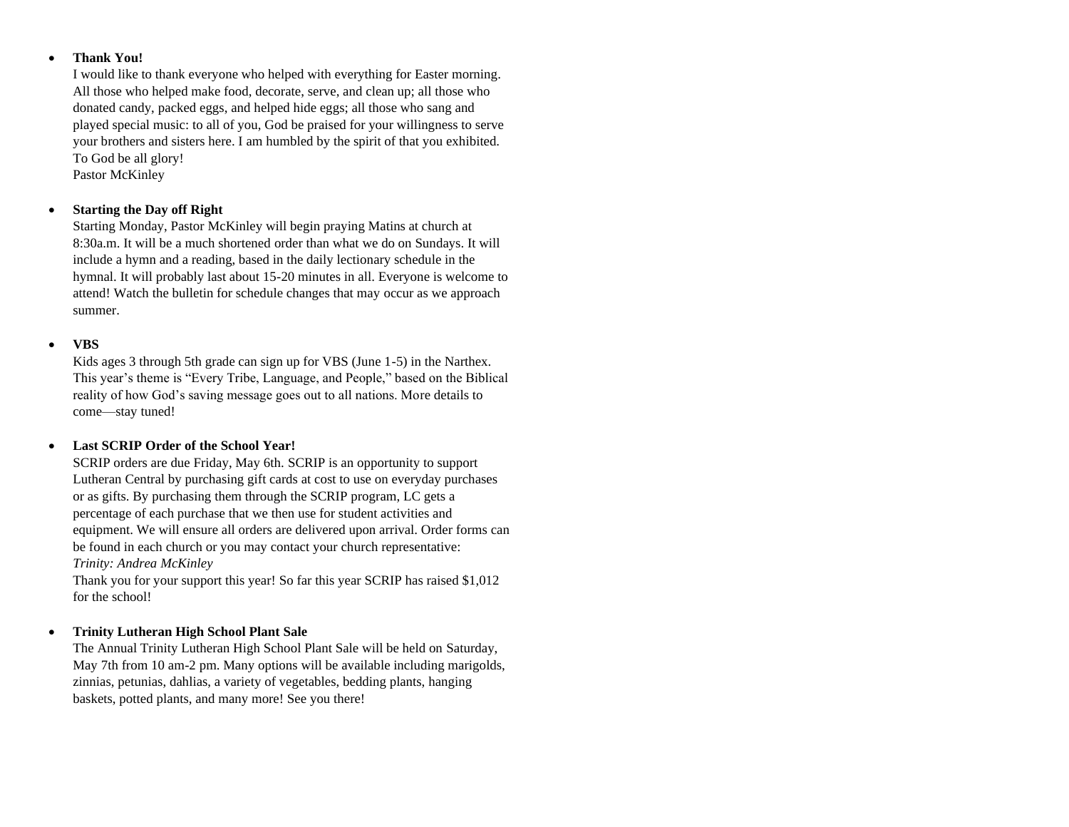- **Thank You!**
  I would like to thank everyone who helped with everything for Easter morning. All those who helped make food, decorate, serve, and clean up; all those who donated candy, packed eggs, and helped hide eggs; all those who sang and played special music: to all of you, God be praised for your willingness to serve your brothers and sisters here. I am humbled by the spirit of that you exhibited. To God be all glory!
  Pastor McKinley

- **Starting the Day off Right**
  Starting Monday, Pastor McKinley will begin praying Matins at church at 8:30a.m. It will be a much shortened order than what we do on Sundays. It will include a hymn and a reading, based in the daily lectionary schedule in the hymnal. It will probably last about 15-20 minutes in all. Everyone is welcome to attend! Watch the bulletin for schedule changes that may occur as we approach summer.

- **VBS**
  Kids ages 3 through 5th grade can sign up for VBS (June 1-5) in the Narthex. This year's theme is "Every Tribe, Language, and People," based on the Biblical reality of how God's saving message goes out to all nations. More details to come—stay tuned!

- **Last SCRIP Order of the School Year!**
  SCRIP orders are due Friday, May 6th. SCRIP is an opportunity to support Lutheran Central by purchasing gift cards at cost to use on everyday purchases or as gifts. By purchasing them through the SCRIP program, LC gets a percentage of each purchase that we then use for student activities and equipment. We will ensure all orders are delivered upon arrival. Order forms can be found in each church or you may contact your church representative:
  *Trinity: Andrea McKinley*
  Thank you for your support this year! So far this year SCRIP has raised $1,012 for the school!

- **Trinity Lutheran High School Plant Sale**
  The Annual Trinity Lutheran High School Plant Sale will be held on Saturday, May 7th from 10 am-2 pm. Many options will be available including marigolds, zinnias, petunias, dahlias, a variety of vegetables, bedding plants, hanging baskets, potted plants, and many more! See you there!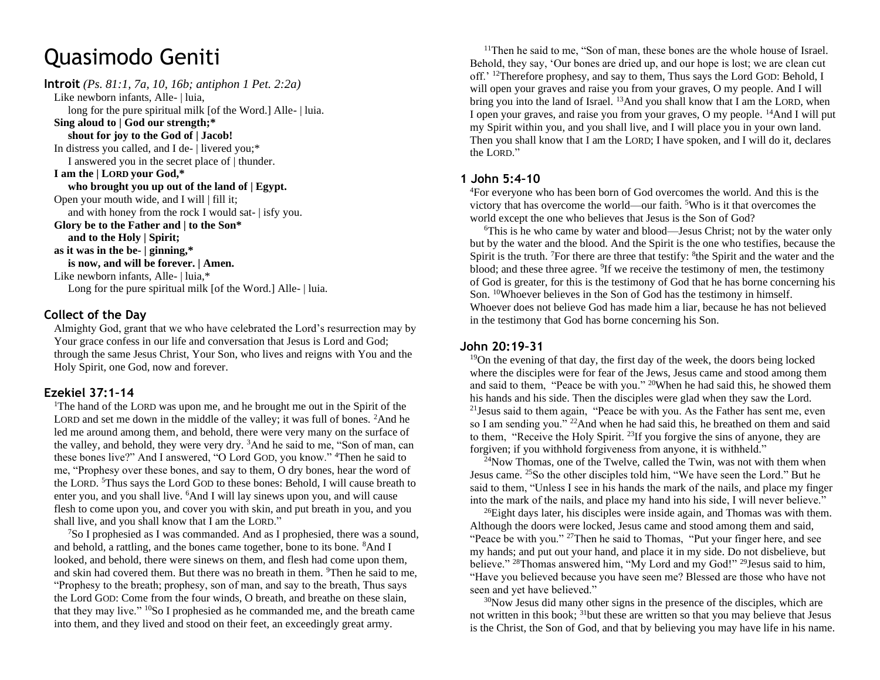# Quasimodo Geniti

**Introit** *(Ps. 81:1, 7a, 10, 16b; antiphon 1 Pet. 2:2a)*

Like newborn infants, Alle- | luia,
long for the pure spiritual milk [of the Word.] Alle- | luia.
**Sing aloud to | God our strength;***
**shout for joy to the God of | Jacob!**
In distress you called, and I de- | livered you;*
I answered you in the secret place of | thunder.
**I am the | LORD your God,***
**who brought you up out of the land of | Egypt.**
Open your mouth wide, and I will | fill it;
and with honey from the rock I would sat- | isfy you.
**Glory be to the Father and | to the Son***
**and to the Holy | Spirit;**
**as it was in the be- | ginning,***
**is now, and will be forever. | Amen.**
Like newborn infants, Alle- | luia,*
Long for the pure spiritual milk [of the Word.] Alle- | luia.

## Collect of the Day

Almighty God, grant that we who have celebrated the Lord's resurrection may by Your grace confess in our life and conversation that Jesus is Lord and God; through the same Jesus Christ, Your Son, who lives and reigns with You and the Holy Spirit, one God, now and forever.

## Ezekiel 37:1–14

[1]The hand of the LORD was upon me, and he brought me out in the Spirit of the LORD and set me down in the middle of the valley; it was full of bones. [2]And he led me around among them, and behold, there were very many on the surface of the valley, and behold, they were very dry. [3]And he said to me, "Son of man, can these bones live?" And I answered, "O Lord GOD, you know." [4]Then he said to me, "Prophesy over these bones, and say to them, O dry bones, hear the word of the LORD. [5]Thus says the Lord GOD to these bones: Behold, I will cause breath to enter you, and you shall live. [6]And I will lay sinews upon you, and will cause flesh to come upon you, and cover you with skin, and put breath in you, and you shall live, and you shall know that I am the LORD."

[7]So I prophesied as I was commanded. And as I prophesied, there was a sound, and behold, a rattling, and the bones came together, bone to its bone. [8]And I looked, and behold, there were sinews on them, and flesh had come upon them, and skin had covered them. But there was no breath in them. [9]Then he said to me, "Prophesy to the breath; prophesy, son of man, and say to the breath, Thus says the Lord GOD: Come from the four winds, O breath, and breathe on these slain, that they may live." [10]So I prophesied as he commanded me, and the breath came into them, and they lived and stood on their feet, an exceedingly great army.

[11]Then he said to me, "Son of man, these bones are the whole house of Israel. Behold, they say, 'Our bones are dried up, and our hope is lost; we are clean cut off.' [12]Therefore prophesy, and say to them, Thus says the Lord GOD: Behold, I will open your graves and raise you from your graves, O my people. And I will bring you into the land of Israel. [13]And you shall know that I am the LORD, when I open your graves, and raise you from your graves, O my people. [14]And I will put my Spirit within you, and you shall live, and I will place you in your own land. Then you shall know that I am the LORD; I have spoken, and I will do it, declares the LORD."

## 1 John 5:4–10

[4]For everyone who has been born of God overcomes the world. And this is the victory that has overcome the world—our faith. [5]Who is it that overcomes the world except the one who believes that Jesus is the Son of God?

[6]This is he who came by water and blood—Jesus Christ; not by the water only but by the water and the blood. And the Spirit is the one who testifies, because the Spirit is the truth. [7]For there are three that testify: [8]the Spirit and the water and the blood; and these three agree. [9]If we receive the testimony of men, the testimony of God is greater, for this is the testimony of God that he has borne concerning his Son. [10]Whoever believes in the Son of God has the testimony in himself. Whoever does not believe God has made him a liar, because he has not believed in the testimony that God has borne concerning his Son.

## John 20:19–31

[19]On the evening of that day, the first day of the week, the doors being locked where the disciples were for fear of the Jews, Jesus came and stood among them and said to them, "Peace be with you." [20]When he had said this, he showed them his hands and his side. Then the disciples were glad when they saw the Lord. [21]Jesus said to them again, "Peace be with you. As the Father has sent me, even so I am sending you." [22]And when he had said this, he breathed on them and said to them, "Receive the Holy Spirit. [23]If you forgive the sins of anyone, they are forgiven; if you withhold forgiveness from anyone, it is withheld."

[24]Now Thomas, one of the Twelve, called the Twin, was not with them when Jesus came. [25]So the other disciples told him, "We have seen the Lord." But he said to them, "Unless I see in his hands the mark of the nails, and place my finger into the mark of the nails, and place my hand into his side, I will never believe."

[26]Eight days later, his disciples were inside again, and Thomas was with them. Although the doors were locked, Jesus came and stood among them and said, "Peace be with you." [27]Then he said to Thomas, "Put your finger here, and see my hands; and put out your hand, and place it in my side. Do not disbelieve, but believe." [28]Thomas answered him, "My Lord and my God!" [29]Jesus said to him, "Have you believed because you have seen me? Blessed are those who have not seen and yet have believed."

[30]Now Jesus did many other signs in the presence of the disciples, which are not written in this book; [31]but these are written so that you may believe that Jesus is the Christ, the Son of God, and that by believing you may have life in his name.